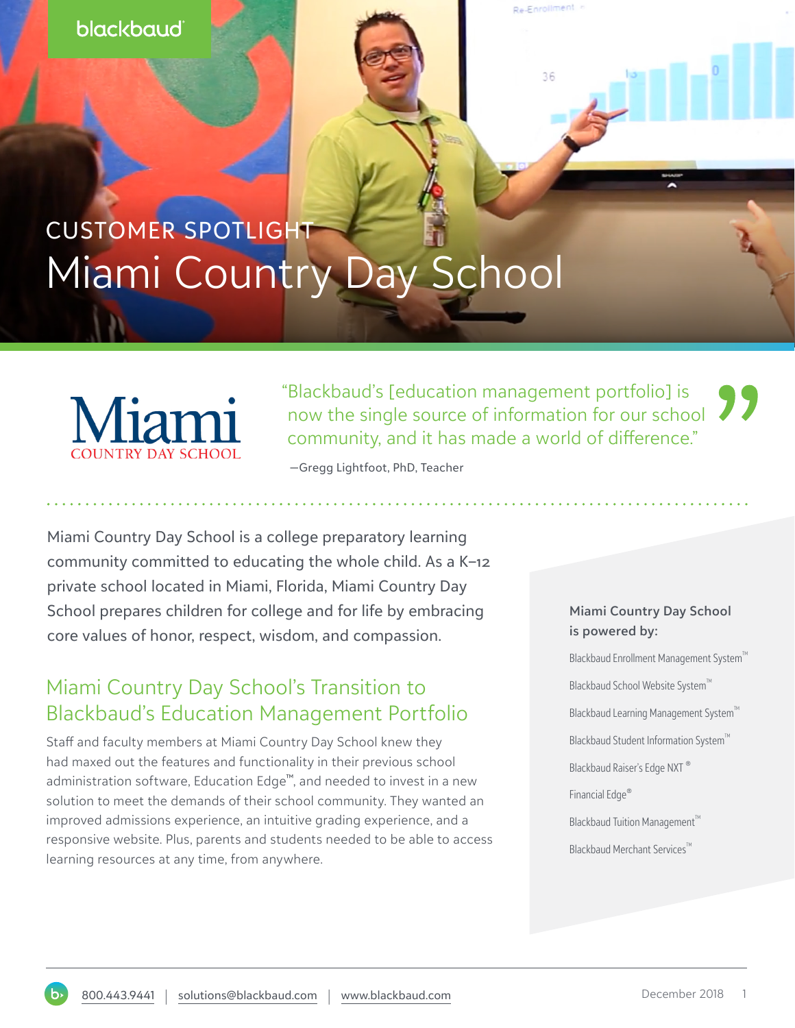blackbaud

CUSTOMER SPOTLIGHT

# Miami Country Day School

Miami COUNTRY DAY SCHOOL

> "Blackbaud's [education management portfolio] is now the single source of information for our school community, and it has made a world of difference."
>
> —Gregg Lightfoot, PhD, Teacher

Miami Country Day School is a college preparatory learning community committed to educating the whole child. As a K–12 private school located in Miami, Florida, Miami Country Day School prepares children for college and for life by embracing core values of honor, respect, wisdom, and compassion.

## Miami Country Day School's Transition to Blackbaud's Education Management Portfolio

Staff and faculty members at Miami Country Day School knew they had maxed out the features and functionality in their previous school administration software, Education Edge™, and needed to invest in a new solution to meet the demands of their school community. They wanted an improved admissions experience, an intuitive grading experience, and a responsive website. Plus, parents and students needed to be able to access learning resources at any time, from anywhere.

**Miami Country Day School is powered by:**

- Blackbaud Enrollment Management System™
- Blackbaud School Website System™
- Blackbaud Learning Management System™
- Blackbaud Student Information System™
- Blackbaud Raiser's Edge NXT®
- Financial Edge®
- Blackbaud Tuition Management™
- Blackbaud Merchant Services™

800.443.9441 | solutions@blackbaud.com | www.blackbaud.com

December 2018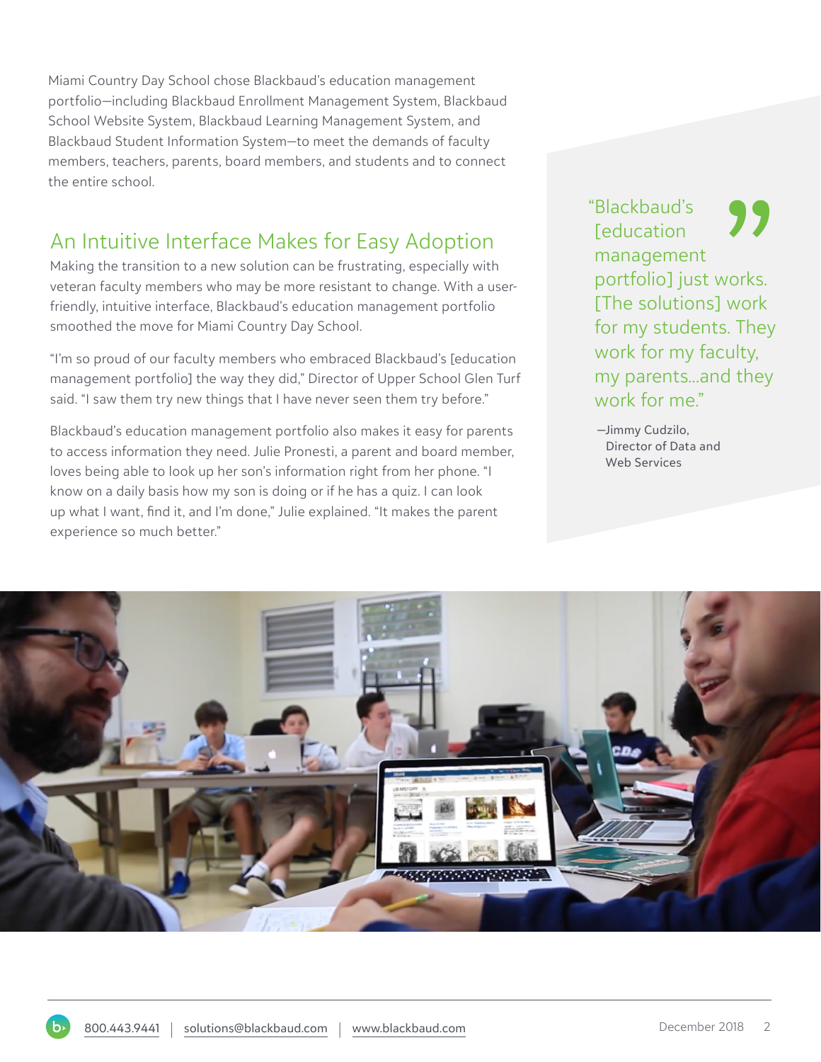Miami Country Day School chose Blackbaud's education management portfolio—including Blackbaud Enrollment Management System, Blackbaud School Website System, Blackbaud Learning Management System, and Blackbaud Student Information System—to meet the demands of faculty members, teachers, parents, board members, and students and to connect the entire school.

## An Intuitive Interface Makes for Easy Adoption

Making the transition to a new solution can be frustrating, especially with veteran faculty members who may be more resistant to change. With a user-friendly, intuitive interface, Blackbaud's education management portfolio smoothed the move for Miami Country Day School.

"I'm so proud of our faculty members who embraced Blackbaud's [education management portfolio] the way they did," Director of Upper School Glen Turf said. "I saw them try new things that I have never seen them try before."

Blackbaud's education management portfolio also makes it easy for parents to access information they need. Julie Pronesti, a parent and board member, loves being able to look up her son's information right from her phone. "I know on a daily basis how my son is doing or if he has a quiz. I can look up what I want, find it, and I'm done," Julie explained. "It makes the parent experience so much better."

> "Blackbaud's [education management portfolio] just works. [The solutions] work for my students. They work for my faculty, my parents…and they work for me."
>
> —Jimmy Cudzilo, Director of Data and Web Services

800.443.9441 | solutions@blackbaud.com | www.blackbaud.com

December 2018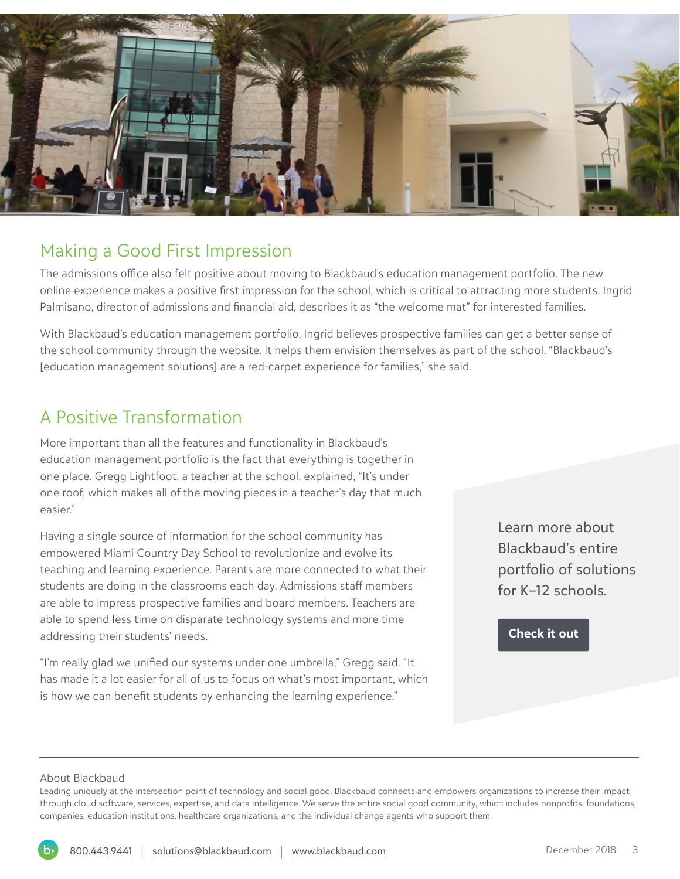## Making a Good First Impression

The admissions office also felt positive about moving to Blackbaud's education management portfolio. The new online experience makes a positive first impression for the school, which is critical to attracting more students. Ingrid Palmisano, director of admissions and financial aid, describes it as "the welcome mat" for interested families.

With Blackbaud's education management portfolio, Ingrid believes prospective families can get a better sense of the school community through the website. It helps them envision themselves as part of the school. "Blackbaud's [education management solutions] are a red-carpet experience for families," she said.

## A Positive Transformation

More important than all the features and functionality in Blackbaud's education management portfolio is the fact that everything is together in one place. Gregg Lightfoot, a teacher at the school, explained, "It's under one roof, which makes all of the moving pieces in a teacher's day that much easier."

Having a single source of information for the school community has empowered Miami Country Day School to revolutionize and evolve its teaching and learning experience. Parents are more connected to what their students are doing in the classrooms each day. Admissions staff members are able to impress prospective families and board members. Teachers are able to spend less time on disparate technology systems and more time addressing their students' needs.

"I'm really glad we unified our systems under one umbrella," Gregg said. "It has made it a lot easier for all of us to focus on what's most important, which is how we can benefit students by enhancing the learning experience."

Learn more about Blackbaud's entire portfolio of solutions for K–12 schools.

**Check it out**

---

About Blackbaud

Leading uniquely at the intersection point of technology and social good, Blackbaud connects and empowers organizations to increase their impact through cloud software, services, expertise, and data intelligence. We serve the entire social good community, which includes nonprofits, foundations, companies, education institutions, healthcare organizations, and the individual change agents who support them.

800.443.9441 | solutions@blackbaud.com | www.blackbaud.com

December 2018